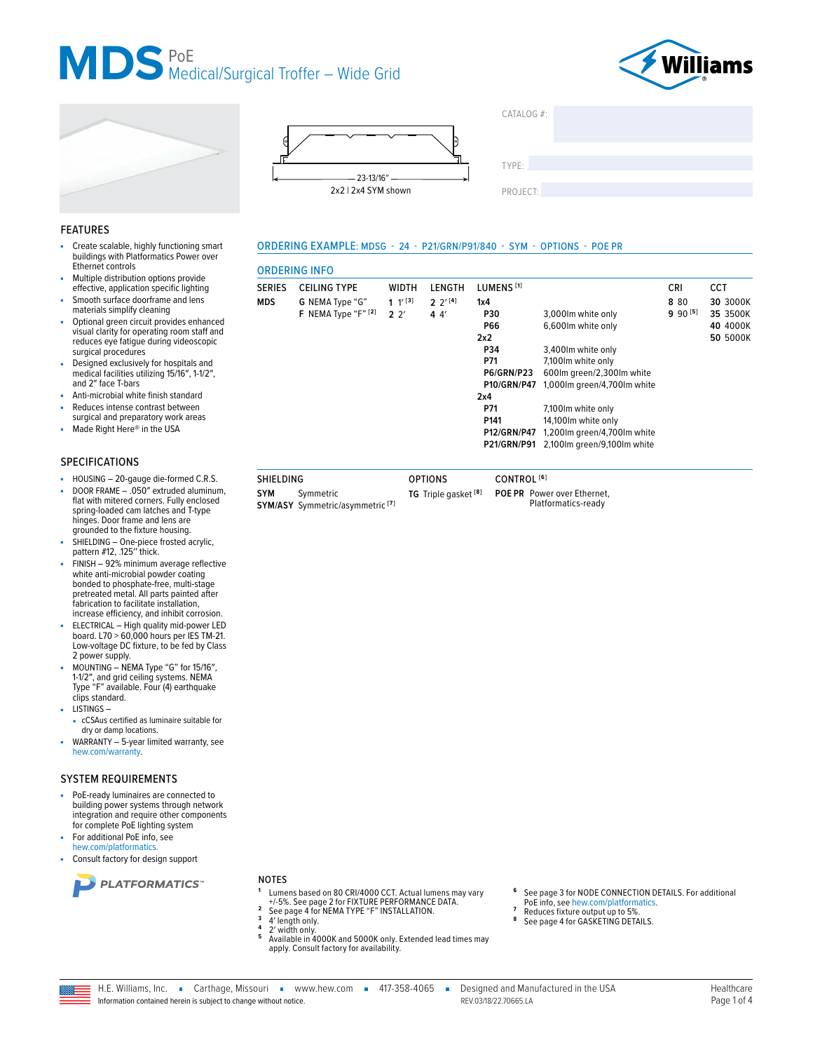# MDS PoE Medical/Surgical Troffer – Wide Grid

23-13/16"

2x2 | 2x4 SYM shown

CATALOG #:

TYPE:

PROJECT:

## FEATURES

- Create scalable, highly functioning smart buildings with Platformatics Power over Ethernet controls
- Multiple distribution options provide effective, application specific lighting
- Smooth surface doorframe and lens materials simplify cleaning
- Optional green circuit provides enhanced visual clarity for operating room staff and reduces eye fatigue during videoscopic surgical procedures
- Designed exclusively for hospitals and medical facilities utilizing 15/16", 1-1/2", and 2" face T-bars
- Anti-microbial white finish standard
- Reduces intense contrast between surgical and preparatory work areas
- Made Right Here® in the USA

## SPECIFICATIONS

- HOUSING – 20-gauge die-formed C.R.S.
- DOOR FRAME – .050" extruded aluminum, flat with mitered corners. Fully enclosed spring-loaded cam latches and T-type hinges. Door frame and lens are grounded to the fixture housing.
- SHIELDING – One-piece frosted acrylic, pattern #12, .125" thick.
- FINISH – 92% minimum average reflective white anti-microbial powder coating bonded to phosphate-free, multi-stage pretreated metal. All parts painted after fabrication to facilitate installation, increase efficiency, and inhibit corrosion.
- ELECTRICAL – High quality mid-power LED board. L70 > 60,000 hours per IES TM-21. Low-voltage DC fixture, to be fed by Class 2 power supply.
- MOUNTING – NEMA Type "G" for 15/16", 1-1/2", and grid ceiling systems. NEMA Type "F" available. Four (4) earthquake clips standard.
- LISTINGS –
  - cCSAus certified as luminaire suitable for dry or damp locations.
- WARRANTY – 5-year limited warranty, see hew.com/warranty.

## SYSTEM REQUIREMENTS

- PoE-ready luminaires are connected to building power systems through network integration and require other components for complete PoE lighting system
- For additional PoE info, see hew.com/platformatics.
- Consult factory for design support

PLATFORMATICS™

## ORDERING EXAMPLE: MDSG - 24 - P21/GRN/P91/840 - SYM - OPTIONS - POE PR

## ORDERING INFO

| SERIES | CEILING TYPE | WIDTH | LENGTH | LUMENS [1] | | CRI | CCT |
|---|---|---|---|---|---|---|---|
| **MDS** | **G** NEMA Type "G" | **1** 1' [3] | **2** 2' [4] | **1x4** | | **8** 80 | **30** 3000K |
| | **F** NEMA Type "F" [2] | **2** 2' | **4** 4' | **P30** | 3,000lm white only | **9** 90 [5] | **35** 3500K |
| | | | | **P66** | 6,600lm white only | | **40** 4000K |
| | | | | **2x2** | | | **50** 5000K |
| | | | | **P34** | 3,400lm white only | | |
| | | | | **P71** | 7,100lm white only | | |
| | | | | **P6/GRN/P23** | 600lm green/2,300lm white | | |
| | | | | **P10/GRN/P47** | 1,000lm green/4,700lm white | | |
| | | | | **2x4** | | | |
| | | | | **P71** | 7,100lm white only | | |
| | | | | **P141** | 14,100lm white only | | |
| | | | | **P12/GRN/P47** | 1,200lm green/4,700lm white | | |
| | | | | **P21/GRN/P91** | 2,100lm green/9,100lm white | | |

| SHIELDING | | OPTIONS | CONTROL [6] |
|---|---|---|---|
| **SYM** | Symmetric | **TG** Triple gasket [8] | **POE PR** Power over Ethernet, Platformatics-ready |
| **SYM/ASY** | Symmetric/asymmetric [7] | | |

## NOTES

1. Lumens based on 80 CRI/4000 CCT. Actual lumens may vary +/-5%. See page 2 for FIXTURE PERFORMANCE DATA.
2. See page 4 for NEMA TYPE "F" INSTALLATION.
3. 4' length only.
4. 2' width only.
5. Available in 4000K and 5000K only. Extended lead times may apply. Consult factory for availability.
6. See page 3 for NODE CONNECTION DETAILS. For additional PoE info, see hew.com/platformatics.
7. Reduces fixture output up to 5%.
8. See page 4 for GASKETING DETAILS.

H.E. Williams, Inc. ▪ Carthage, Missouri ▪ www.hew.com ▪ 417-358-4065 ▪ Designed and Manufactured in the USA

Information contained herein is subject to change without notice. REV.03/18/22.70665.LA

Healthcare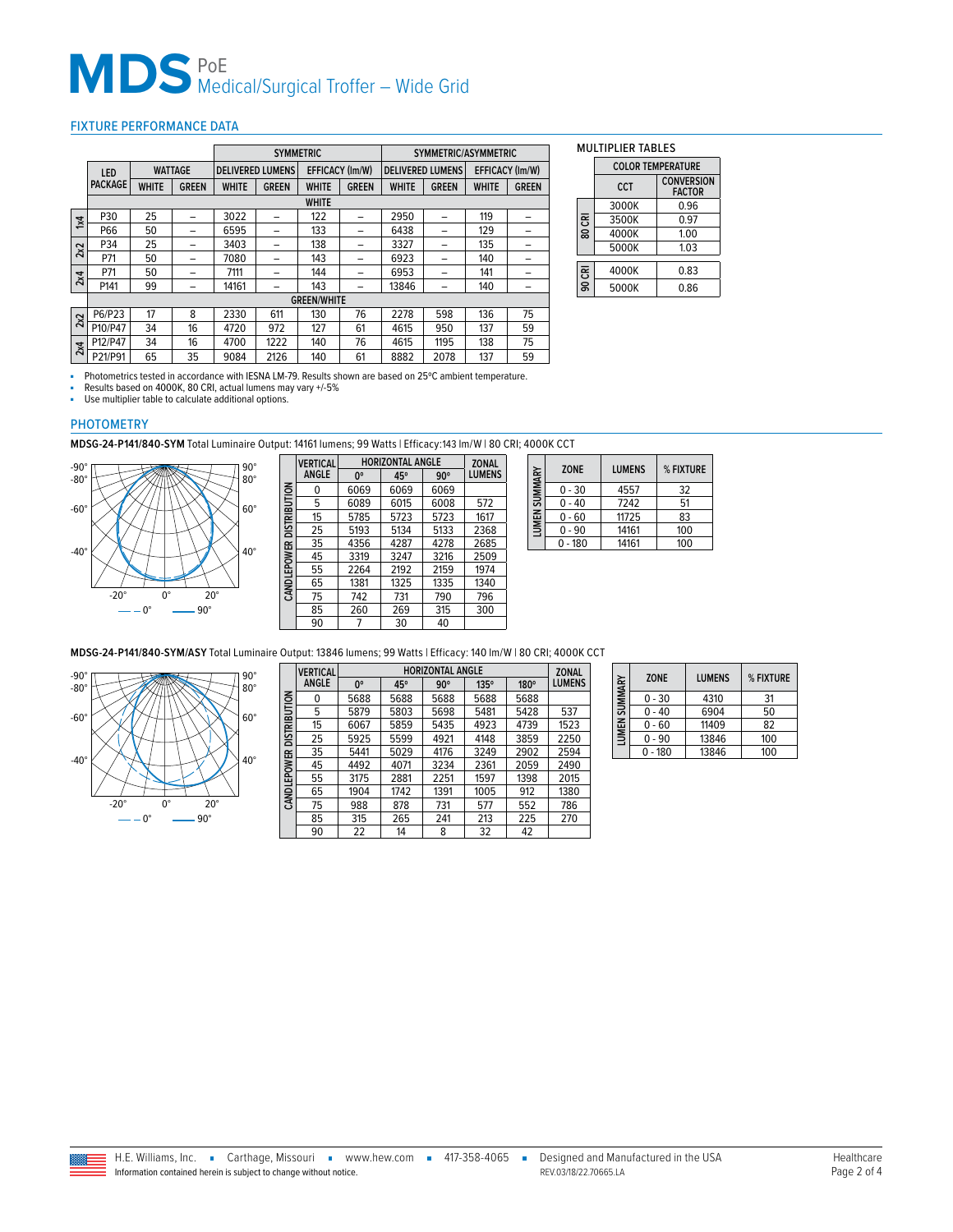# MDS PoE Medical/Surgical Troffer – Wide Grid

## FIXTURE PERFORMANCE DATA

| | LED PACKAGE | WATTAGE | | SYMMETRIC | | | | SYMMETRIC/ASYMMETRIC | | | |
|---|---|---|---|---|---|---|---|---|---|---|---|
| | | | | DELIVERED LUMENS | | EFFICACY (lm/W) | | DELIVERED LUMENS | | EFFICACY (lm/W) | |
| | | WHITE | GREEN | WHITE | GREEN | WHITE | GREEN | WHITE | GREEN | WHITE | GREEN |
| WHITE | | | | | | | | | | | |
| 1x4 | P30 | 25 | – | 3022 | – | 122 | – | 2950 | – | 119 | – |
| 1x4 | P66 | 50 | – | 6595 | – | 133 | – | 6438 | – | 129 | – |
| 2x2 | P34 | 25 | – | 3403 | – | 138 | – | 3327 | – | 135 | – |
| 2x2 | P71 | 50 | – | 7080 | – | 143 | – | 6923 | – | 140 | – |
| 2x4 | P71 | 50 | – | 7111 | – | 144 | – | 6953 | – | 141 | – |
| 2x4 | P141 | 99 | – | 14161 | – | 143 | – | 13846 | – | 140 | – |
| GREEN/WHITE | | | | | | | | | | | |
| 2x2 | P6/P23 | 17 | 8 | 2330 | 611 | 130 | 76 | 2278 | 598 | 136 | 75 |
| 2x2 | P10/P47 | 34 | 16 | 4720 | 972 | 127 | 61 | 4615 | 950 | 137 | 59 |
| 2x4 | P12/P47 | 34 | 16 | 4700 | 1222 | 140 | 76 | 4615 | 1195 | 138 | 75 |
| 2x4 | P21/P91 | 65 | 35 | 9084 | 2126 | 140 | 61 | 8882 | 2078 | 137 | 59 |

- Photometrics tested in accordance with IESNA LM-79. Results shown are based on 25°C ambient temperature.
- Results based on 4000K, 80 CRI, actual lumens may vary +/-5%
- Use multiplier table to calculate additional options.

### MULTIPLIER TABLES

| | COLOR TEMPERATURE | |
|---|---|---|
| | CCT | CONVERSION FACTOR |
| 80 CRI | 3000K | 0.96 |
| 80 CRI | 3500K | 0.97 |
| 80 CRI | 4000K | 1.00 |
| 80 CRI | 5000K | 1.03 |
| 90 CRI | 4000K | 0.83 |
| 90 CRI | 5000K | 0.86 |

## PHOTOMETRY

**MDSG-24-P141/840-SYM** Total Luminaire Output: 14161 lumens; 99 Watts | Efficacy:143 lm/W | 80 CRI; 4000K CCT

CANDLEPOWER DISTRIBUTION

| VERTICAL ANGLE | 0° | 45° | 90° | ZONAL LUMENS |
|---|---|---|---|---|
| 0 | 6069 | 6069 | 6069 | |
| 5 | 6089 | 6015 | 6008 | 572 |
| 15 | 5785 | 5723 | 5723 | 1617 |
| 25 | 5193 | 5134 | 5133 | 2368 |
| 35 | 4356 | 4287 | 4278 | 2685 |
| 45 | 3319 | 3247 | 3216 | 2509 |
| 55 | 2264 | 2192 | 2159 | 1974 |
| 65 | 1381 | 1325 | 1335 | 1340 |
| 75 | 742 | 731 | 790 | 796 |
| 85 | 260 | 269 | 315 | 300 |
| 90 | 7 | 30 | 40 | |

LUMEN SUMMARY

| ZONE | LUMENS | % FIXTURE |
|---|---|---|
| 0 - 30 | 4557 | 32 |
| 0 - 40 | 7242 | 51 |
| 0 - 60 | 11725 | 83 |
| 0 - 90 | 14161 | 100 |
| 0 - 180 | 14161 | 100 |

**MDSG-24-P141/840-SYM/ASY** Total Luminaire Output: 13846 lumens; 99 Watts | Efficacy: 140 lm/W | 80 CRI; 4000K CCT

CANDLEPOWER DISTRIBUTION

| VERTICAL ANGLE | 0° | 45° | 90° | 135° | 180° | ZONAL LUMENS |
|---|---|---|---|---|---|---|
| 0 | 5688 | 5688 | 5688 | 5688 | 5688 | |
| 5 | 5879 | 5803 | 5698 | 5481 | 5428 | 537 |
| 15 | 6067 | 5859 | 5435 | 4923 | 4739 | 1523 |
| 25 | 5925 | 5599 | 4921 | 4148 | 3859 | 2250 |
| 35 | 5441 | 5029 | 4176 | 3249 | 2902 | 2594 |
| 45 | 4492 | 4071 | 3234 | 2361 | 2059 | 2490 |
| 55 | 3175 | 2881 | 2251 | 1597 | 1398 | 2015 |
| 65 | 1904 | 1742 | 1391 | 1005 | 912 | 1380 |
| 75 | 988 | 878 | 731 | 577 | 552 | 786 |
| 85 | 315 | 265 | 241 | 213 | 225 | 270 |
| 90 | 22 | 14 | 8 | 32 | 42 | |

LUMEN SUMMARY

| ZONE | LUMENS | % FIXTURE |
|---|---|---|
| 0 - 30 | 4310 | 31 |
| 0 - 40 | 6904 | 50 |
| 0 - 60 | 11409 | 82 |
| 0 - 90 | 13846 | 100 |
| 0 - 180 | 13846 | 100 |

H.E. Williams, Inc. ▪ Carthage, Missouri ▪ www.hew.com ▪ 417-358-4065 ▪ Designed and Manufactured in the USA

Information contained herein is subject to change without notice. REV.03/18/22.70665.LA

Healthcare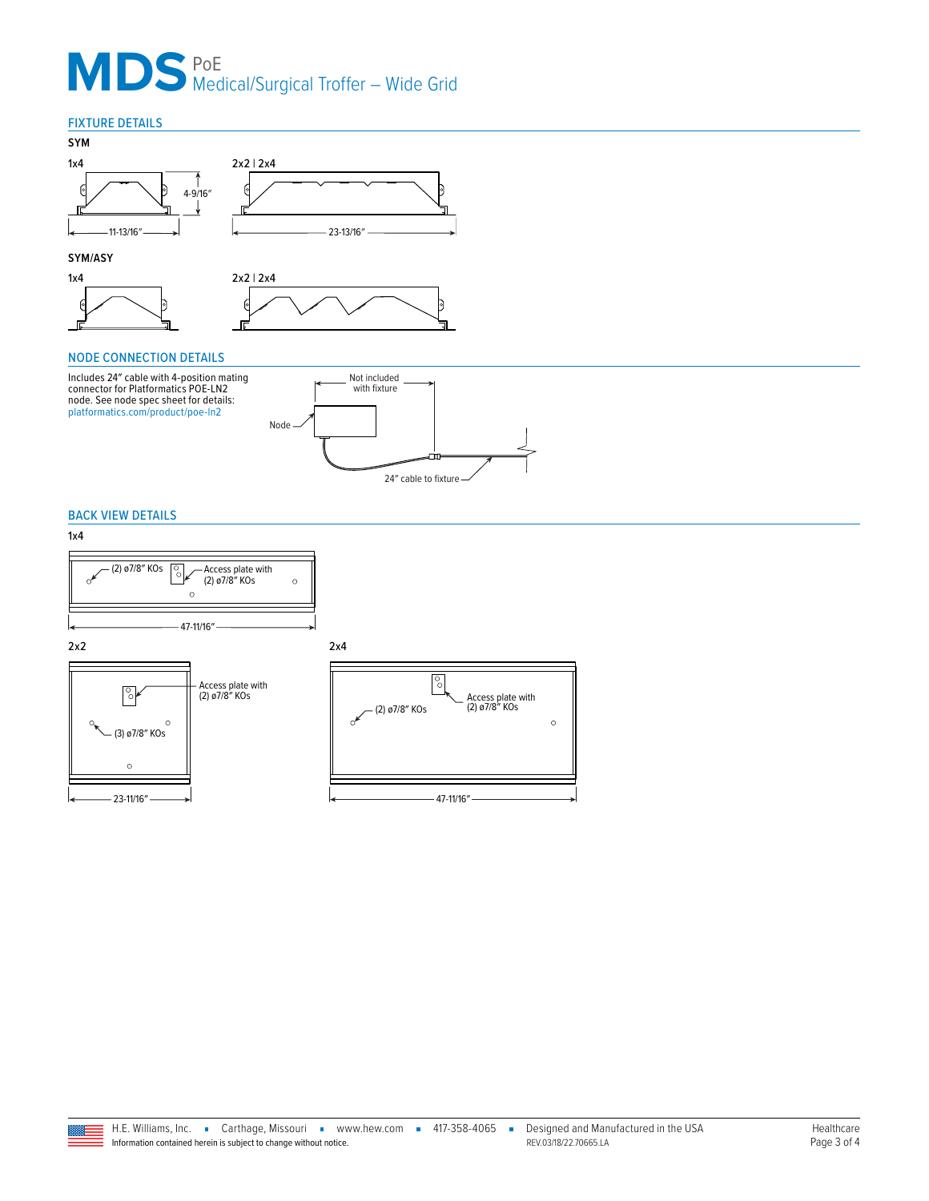# MDS PoE Medical/Surgical Troffer – Wide Grid

## FIXTURE DETAILS

**SYM**

1x4

4-9/16"

11-13/16"

2x2 | 2x4

23-13/16"

**SYM/ASY**

1x4

2x2 | 2x4

## NODE CONNECTION DETAILS

Includes 24" cable with 4-position mating connector for Platformatics POE-LN2 node. See node spec sheet for details: platformatics.com/product/poe-ln2

Not included with fixture

Node

24" cable to fixture

## BACK VIEW DETAILS

1x4

(2) ø7/8" KOs

Access plate with (2) ø7/8" KOs

47-11/16"

2x2

Access plate with (2) ø7/8" KOs

(3) ø7/8" KOs

23-11/16"

2x4

(2) ø7/8" KOs

Access plate with (2) ø7/8" KOs

47-11/16"

H.E. Williams, Inc. ▪ Carthage, Missouri ▪ www.hew.com ▪ 417-358-4065 ▪ Designed and Manufactured in the USA

Information contained herein is subject to change without notice.

REV.03/18/22.70665.LA

Healthcare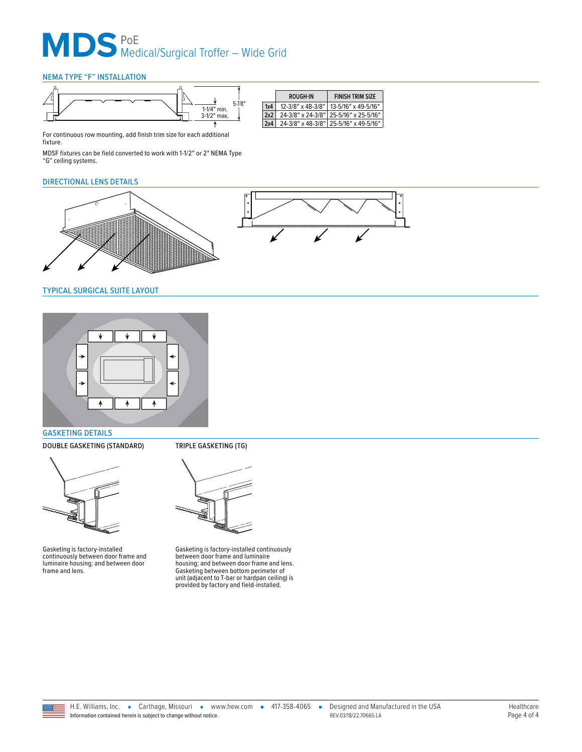# MDS PoE Medical/Surgical Troffer – Wide Grid

## NEMA TYPE "F" INSTALLATION

1-1/4" min.
3-1/2" max.
5-7/8"

| | ROUGH-IN | FINISH TRIM SIZE |
|---|---|---|
| 1x4 | 12-3/8" x 48-3/8" | 13-5/16" x 49-5/16" |
| 2x2 | 24-3/8" x 24-3/8" | 25-5/16" x 25-5/16" |
| 2x4 | 24-3/8" x 48-3/8" | 25-5/16" x 49-5/16" |

For continuous row mounting, add finish trim size for each additional fixture.

MDSF fixtures can be field converted to work with 1-1/2" or 2" NEMA Type "G" ceiling systems.

## DIRECTIONAL LENS DETAILS

## TYPICAL SURGICAL SUITE LAYOUT

## GASKETING DETAILS

### DOUBLE GASKETING (STANDARD)

Gasketing is factory-installed continuously between door frame and luminaire housing; and between door frame and lens.

### TRIPLE GASKETING (TG)

Gasketing is factory-installed continuously between door frame and luminaire housing; and between door frame and lens. Gasketing between bottom perimeter of unit (adjacent to T-bar or hardpan ceiling) is provided by factory and field-installed.

H.E. Williams, Inc. ▪ Carthage, Missouri ▪ www.hew.com ▪ 417-358-4065 ▪ Designed and Manufactured in the USA
Information contained herein is subject to change without notice.
REV.03/18/22.70665.LA
Healthcare